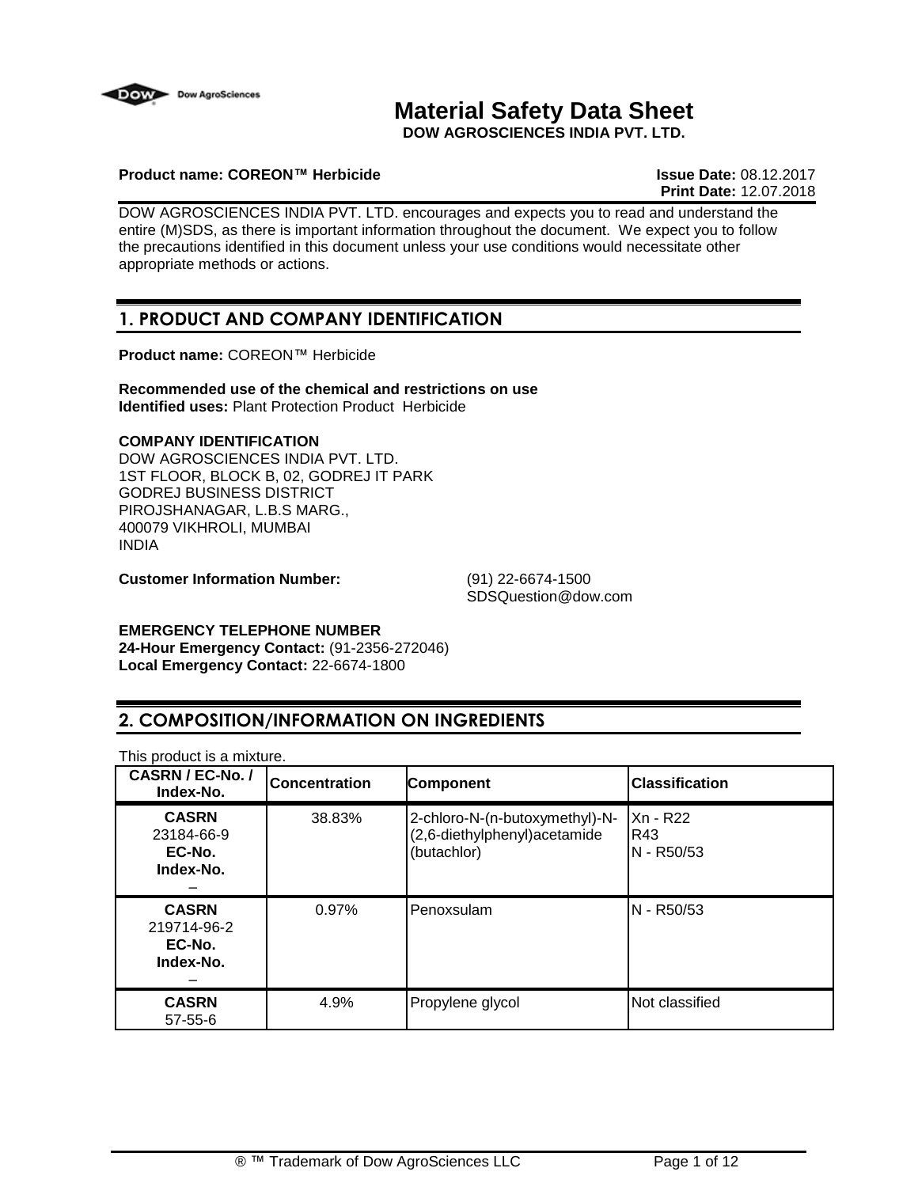Dow AgroSciences

# Material Safety Data Sheet

**DOW AGROSCIENCES INDIA PVT. LTD.**

**Product name: COREON™ Herbicide** **Issue Date:** 08.12.2017
**Print Date:** 12.07.2018

DOW AGROSCIENCES INDIA PVT. LTD. encourages and expects you to read and understand the entire (M)SDS, as there is important information throughout the document. We expect you to follow the precautions identified in this document unless your use conditions would necessitate other appropriate methods or actions.

## 1. PRODUCT AND COMPANY IDENTIFICATION

**Product name:** COREON™ Herbicide

**Recommended use of the chemical and restrictions on use**
**Identified uses:** Plant Protection Product Herbicide

**COMPANY IDENTIFICATION**
DOW AGROSCIENCES INDIA PVT. LTD.
1ST FLOOR, BLOCK B, 02, GODREJ IT PARK
GODREJ BUSINESS DISTRICT
PIROJSHANAGAR, L.B.S MARG.,
400079 VIKHROLI, MUMBAI
INDIA

**Customer Information Number:** (91) 22-6674-1500
SDSQuestion@dow.com

**EMERGENCY TELEPHONE NUMBER**
**24-Hour Emergency Contact:** (91-2356-272046)
**Local Emergency Contact:** 22-6674-1800

## 2. COMPOSITION/INFORMATION ON INGREDIENTS

This product is a mixture.

| CASRN / EC-No. / Index-No. | Concentration | Component | Classification |
|---|---|---|---|
| **CASRN** 23184-66-9 **EC-No.** **Index-No.** – | 38.83% | 2-chloro-N-(n-butoxymethyl)-N-(2,6-diethylphenyl)acetamide (butachlor) | Xn - R22 R43 N - R50/53 |
| **CASRN** 219714-96-2 **EC-No.** **Index-No.** – | 0.97% | Penoxsulam | N - R50/53 |
| **CASRN** 57-55-6 | 4.9% | Propylene glycol | Not classified |

® ™ Trademark of Dow AgroSciences LLC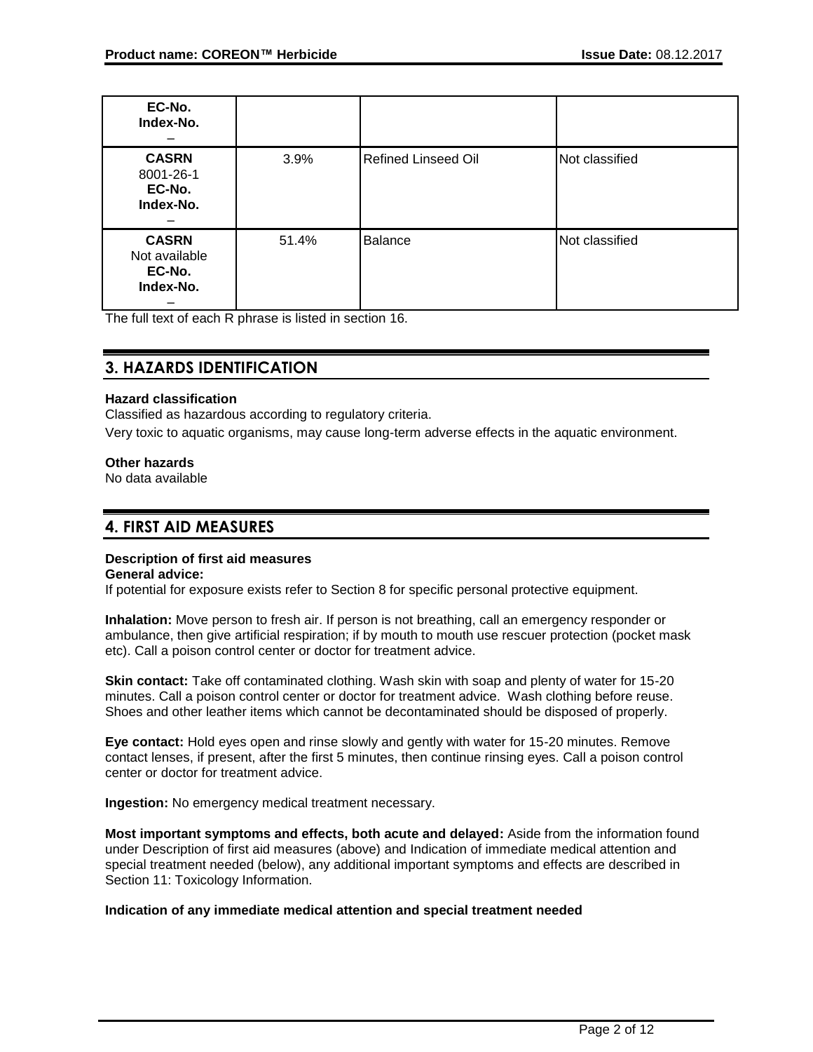| EC-No.<br>Index-No.<br>– | | | |
|---|---|---|---|
| **CASRN**<br>8001-26-1<br>**EC-No.**<br>**Index-No.**<br>– | 3.9% | Refined Linseed Oil | Not classified |
| **CASRN**<br>Not available<br>**EC-No.**<br>**Index-No.**<br>– | 51.4% | Balance | Not classified |

The full text of each R phrase is listed in section 16.

## 3. HAZARDS IDENTIFICATION

**Hazard classification**

Classified as hazardous according to regulatory criteria.

Very toxic to aquatic organisms, may cause long-term adverse effects in the aquatic environment.

**Other hazards**

No data available

## 4. FIRST AID MEASURES

**Description of first aid measures**

**General advice:**

If potential for exposure exists refer to Section 8 for specific personal protective equipment.

**Inhalation:** Move person to fresh air. If person is not breathing, call an emergency responder or ambulance, then give artificial respiration; if by mouth to mouth use rescuer protection (pocket mask etc). Call a poison control center or doctor for treatment advice.

**Skin contact:** Take off contaminated clothing. Wash skin with soap and plenty of water for 15-20 minutes. Call a poison control center or doctor for treatment advice. Wash clothing before reuse. Shoes and other leather items which cannot be decontaminated should be disposed of properly.

**Eye contact:** Hold eyes open and rinse slowly and gently with water for 15-20 minutes. Remove contact lenses, if present, after the first 5 minutes, then continue rinsing eyes. Call a poison control center or doctor for treatment advice.

**Ingestion:** No emergency medical treatment necessary.

**Most important symptoms and effects, both acute and delayed:** Aside from the information found under Description of first aid measures (above) and Indication of immediate medical attention and special treatment needed (below), any additional important symptoms and effects are described in Section 11: Toxicology Information.

**Indication of any immediate medical attention and special treatment needed**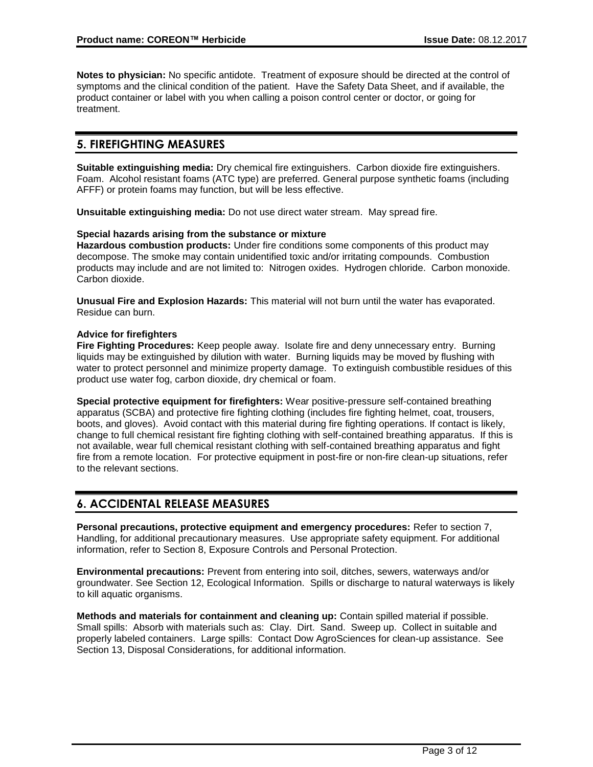**Notes to physician:** No specific antidote. Treatment of exposure should be directed at the control of symptoms and the clinical condition of the patient. Have the Safety Data Sheet, and if available, the product container or label with you when calling a poison control center or doctor, or going for treatment.

## 5. FIREFIGHTING MEASURES

**Suitable extinguishing media:** Dry chemical fire extinguishers. Carbon dioxide fire extinguishers. Foam. Alcohol resistant foams (ATC type) are preferred. General purpose synthetic foams (including AFFF) or protein foams may function, but will be less effective.

**Unsuitable extinguishing media:** Do not use direct water stream. May spread fire.

**Special hazards arising from the substance or mixture**

**Hazardous combustion products:** Under fire conditions some components of this product may decompose. The smoke may contain unidentified toxic and/or irritating compounds. Combustion products may include and are not limited to: Nitrogen oxides. Hydrogen chloride. Carbon monoxide. Carbon dioxide.

**Unusual Fire and Explosion Hazards:** This material will not burn until the water has evaporated. Residue can burn.

**Advice for firefighters**

**Fire Fighting Procedures:** Keep people away. Isolate fire and deny unnecessary entry. Burning liquids may be extinguished by dilution with water. Burning liquids may be moved by flushing with water to protect personnel and minimize property damage. To extinguish combustible residues of this product use water fog, carbon dioxide, dry chemical or foam.

**Special protective equipment for firefighters:** Wear positive-pressure self-contained breathing apparatus (SCBA) and protective fire fighting clothing (includes fire fighting helmet, coat, trousers, boots, and gloves). Avoid contact with this material during fire fighting operations. If contact is likely, change to full chemical resistant fire fighting clothing with self-contained breathing apparatus. If this is not available, wear full chemical resistant clothing with self-contained breathing apparatus and fight fire from a remote location. For protective equipment in post-fire or non-fire clean-up situations, refer to the relevant sections.

## 6. ACCIDENTAL RELEASE MEASURES

**Personal precautions, protective equipment and emergency procedures:** Refer to section 7, Handling, for additional precautionary measures. Use appropriate safety equipment. For additional information, refer to Section 8, Exposure Controls and Personal Protection.

**Environmental precautions:** Prevent from entering into soil, ditches, sewers, waterways and/or groundwater. See Section 12, Ecological Information. Spills or discharge to natural waterways is likely to kill aquatic organisms.

**Methods and materials for containment and cleaning up:** Contain spilled material if possible. Small spills: Absorb with materials such as: Clay. Dirt. Sand. Sweep up. Collect in suitable and properly labeled containers. Large spills: Contact Dow AgroSciences for clean-up assistance. See Section 13, Disposal Considerations, for additional information.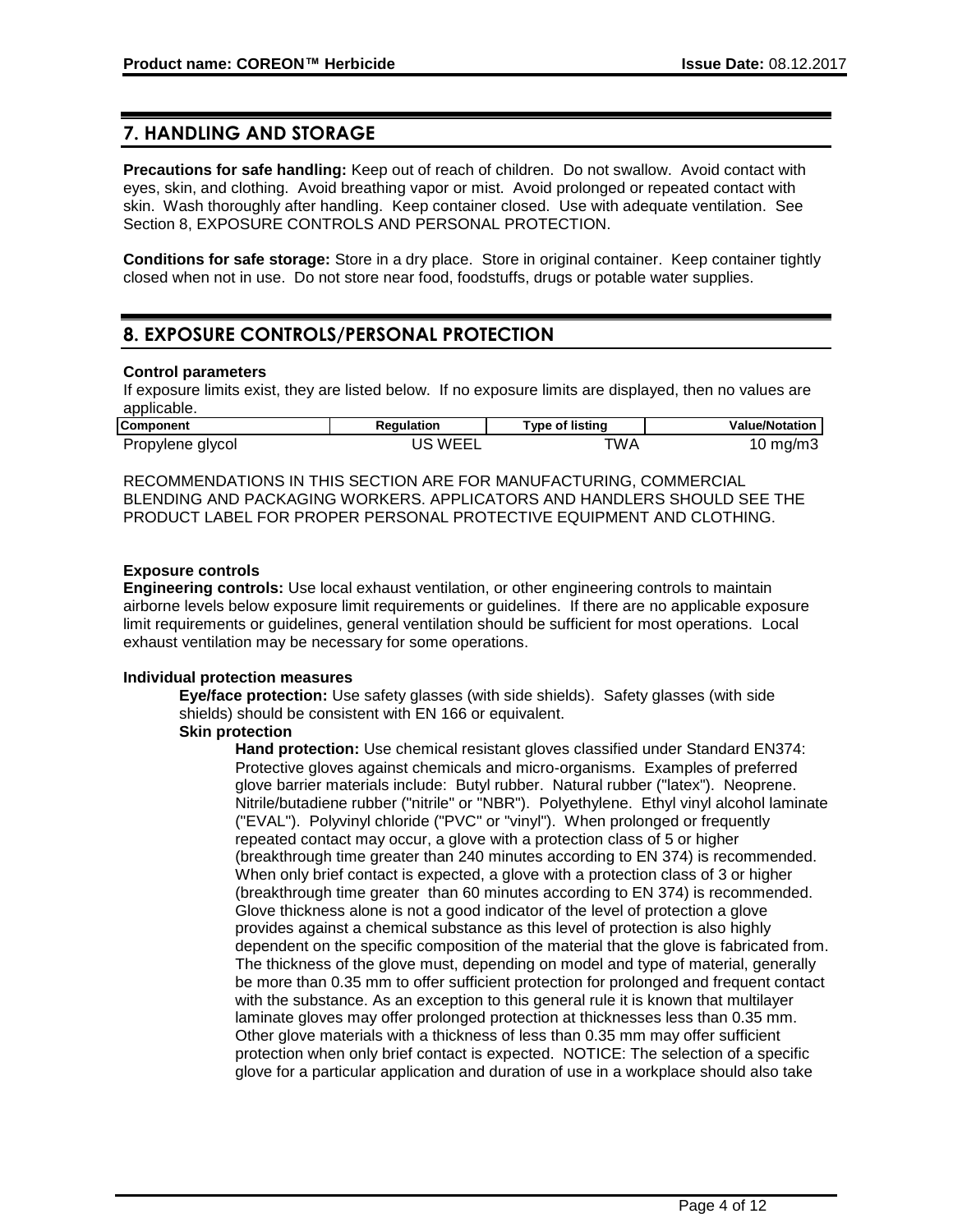## 7. HANDLING AND STORAGE

**Precautions for safe handling:** Keep out of reach of children. Do not swallow. Avoid contact with eyes, skin, and clothing. Avoid breathing vapor or mist. Avoid prolonged or repeated contact with skin. Wash thoroughly after handling. Keep container closed. Use with adequate ventilation. See Section 8, EXPOSURE CONTROLS AND PERSONAL PROTECTION.

**Conditions for safe storage:** Store in a dry place. Store in original container. Keep container tightly closed when not in use. Do not store near food, foodstuffs, drugs or potable water supplies.

## 8. EXPOSURE CONTROLS/PERSONAL PROTECTION

**Control parameters**

If exposure limits exist, they are listed below. If no exposure limits are displayed, then no values are applicable.

| Component | Regulation | Type of listing | Value/Notation |
|---|---|---|---|
| Propylene glycol | US WEEL | TWA | 10 mg/m3 |

RECOMMENDATIONS IN THIS SECTION ARE FOR MANUFACTURING, COMMERCIAL BLENDING AND PACKAGING WORKERS. APPLICATORS AND HANDLERS SHOULD SEE THE PRODUCT LABEL FOR PROPER PERSONAL PROTECTIVE EQUIPMENT AND CLOTHING.

**Exposure controls**

**Engineering controls:** Use local exhaust ventilation, or other engineering controls to maintain airborne levels below exposure limit requirements or guidelines. If there are no applicable exposure limit requirements or guidelines, general ventilation should be sufficient for most operations. Local exhaust ventilation may be necessary for some operations.

**Individual protection measures**

**Eye/face protection:** Use safety glasses (with side shields). Safety glasses (with side shields) should be consistent with EN 166 or equivalent.

**Skin protection**

**Hand protection:** Use chemical resistant gloves classified under Standard EN374: Protective gloves against chemicals and micro-organisms. Examples of preferred glove barrier materials include: Butyl rubber. Natural rubber ("latex"). Neoprene. Nitrile/butadiene rubber ("nitrile" or "NBR"). Polyethylene. Ethyl vinyl alcohol laminate ("EVAL"). Polyvinyl chloride ("PVC" or "vinyl"). When prolonged or frequently repeated contact may occur, a glove with a protection class of 5 or higher (breakthrough time greater than 240 minutes according to EN 374) is recommended. When only brief contact is expected, a glove with a protection class of 3 or higher (breakthrough time greater than 60 minutes according to EN 374) is recommended. Glove thickness alone is not a good indicator of the level of protection a glove provides against a chemical substance as this level of protection is also highly dependent on the specific composition of the material that the glove is fabricated from. The thickness of the glove must, depending on model and type of material, generally be more than 0.35 mm to offer sufficient protection for prolonged and frequent contact with the substance. As an exception to this general rule it is known that multilayer laminate gloves may offer prolonged protection at thicknesses less than 0.35 mm. Other glove materials with a thickness of less than 0.35 mm may offer sufficient protection when only brief contact is expected. NOTICE: The selection of a specific glove for a particular application and duration of use in a workplace should also take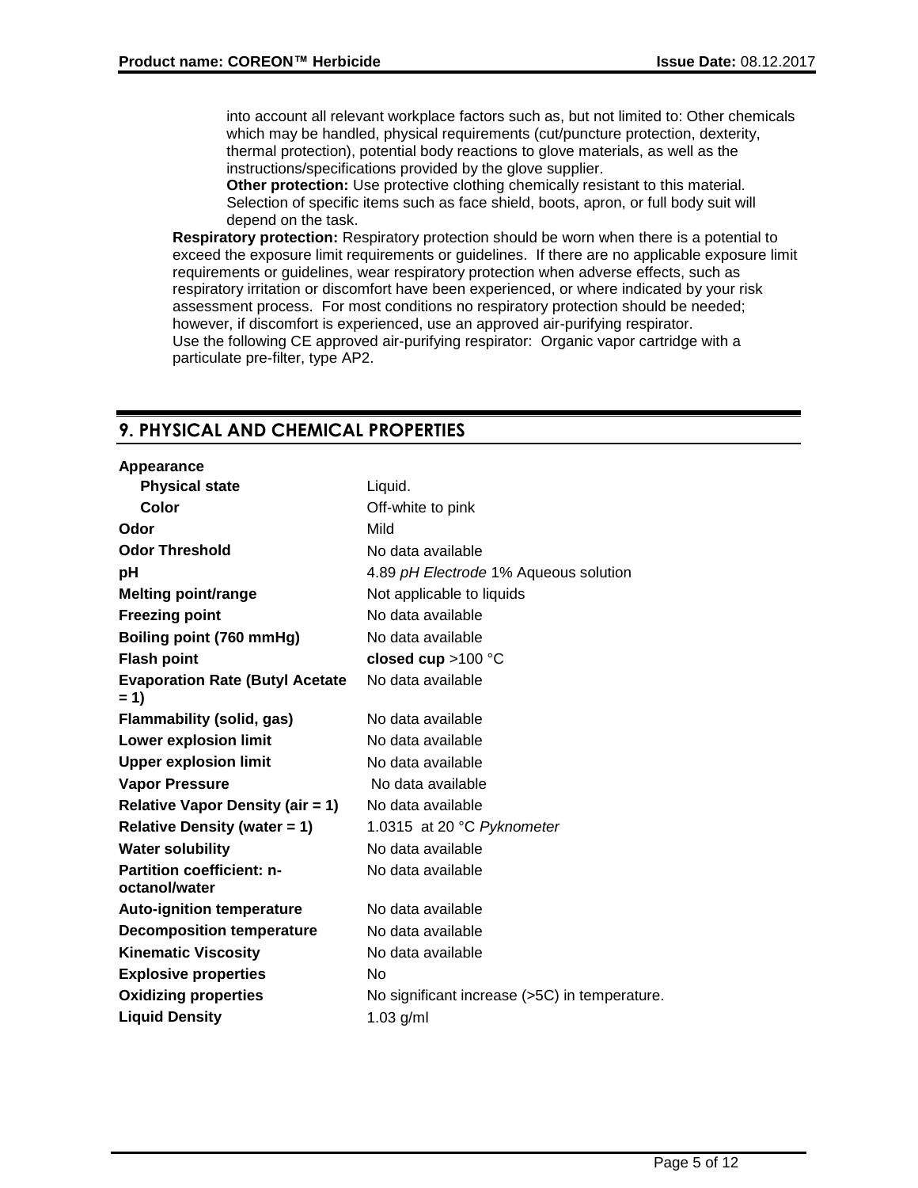into account all relevant workplace factors such as, but not limited to: Other chemicals which may be handled, physical requirements (cut/puncture protection, dexterity, thermal protection), potential body reactions to glove materials, as well as the instructions/specifications provided by the glove supplier.

**Other protection:** Use protective clothing chemically resistant to this material. Selection of specific items such as face shield, boots, apron, or full body suit will depend on the task.

**Respiratory protection:** Respiratory protection should be worn when there is a potential to exceed the exposure limit requirements or guidelines. If there are no applicable exposure limit requirements or guidelines, wear respiratory protection when adverse effects, such as respiratory irritation or discomfort have been experienced, or where indicated by your risk assessment process. For most conditions no respiratory protection should be needed; however, if discomfort is experienced, use an approved air-purifying respirator.
Use the following CE approved air-purifying respirator: Organic vapor cartridge with a particulate pre-filter, type AP2.

## 9. PHYSICAL AND CHEMICAL PROPERTIES

| | |
|---|---|
| **Appearance** | |
| **Physical state** | Liquid. |
| **Color** | Off-white to pink |
| **Odor** | Mild |
| **Odor Threshold** | No data available |
| **pH** | 4.89 *pH Electrode* 1% Aqueous solution |
| **Melting point/range** | Not applicable to liquids |
| **Freezing point** | No data available |
| **Boiling point (760 mmHg)** | No data available |
| **Flash point** | **closed cup** >100 °C |
| **Evaporation Rate (Butyl Acetate = 1)** | No data available |
| **Flammability (solid, gas)** | No data available |
| **Lower explosion limit** | No data available |
| **Upper explosion limit** | No data available |
| **Vapor Pressure** | No data available |
| **Relative Vapor Density (air = 1)** | No data available |
| **Relative Density (water = 1)** | 1.0315 at 20 °C *Pyknometer* |
| **Water solubility** | No data available |
| **Partition coefficient: n-octanol/water** | No data available |
| **Auto-ignition temperature** | No data available |
| **Decomposition temperature** | No data available |
| **Kinematic Viscosity** | No data available |
| **Explosive properties** | No |
| **Oxidizing properties** | No significant increase (>5C) in temperature. |
| **Liquid Density** | 1.03 g/ml |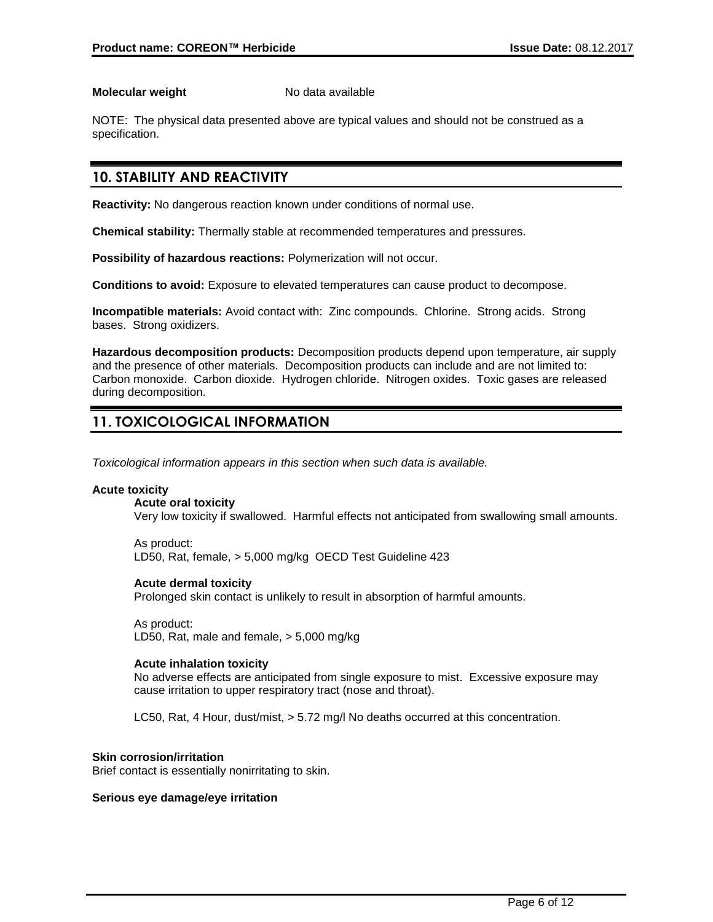**Molecular weight** No data available

NOTE: The physical data presented above are typical values and should not be construed as a specification.

## 10. STABILITY AND REACTIVITY

**Reactivity:** No dangerous reaction known under conditions of normal use.

**Chemical stability:** Thermally stable at recommended temperatures and pressures.

**Possibility of hazardous reactions:** Polymerization will not occur.

**Conditions to avoid:** Exposure to elevated temperatures can cause product to decompose.

**Incompatible materials:** Avoid contact with: Zinc compounds. Chlorine. Strong acids. Strong bases. Strong oxidizers.

**Hazardous decomposition products:** Decomposition products depend upon temperature, air supply and the presence of other materials. Decomposition products can include and are not limited to: Carbon monoxide. Carbon dioxide. Hydrogen chloride. Nitrogen oxides. Toxic gases are released during decomposition.

## 11. TOXICOLOGICAL INFORMATION

*Toxicological information appears in this section when such data is available.*

**Acute toxicity**

**Acute oral toxicity**

Very low toxicity if swallowed. Harmful effects not anticipated from swallowing small amounts.

As product:
LD50, Rat, female, > 5,000 mg/kg OECD Test Guideline 423

**Acute dermal toxicity**

Prolonged skin contact is unlikely to result in absorption of harmful amounts.

As product:
LD50, Rat, male and female, > 5,000 mg/kg

**Acute inhalation toxicity**

No adverse effects are anticipated from single exposure to mist. Excessive exposure may cause irritation to upper respiratory tract (nose and throat).

LC50, Rat, 4 Hour, dust/mist, > 5.72 mg/l No deaths occurred at this concentration.

**Skin corrosion/irritation**

Brief contact is essentially nonirritating to skin.

**Serious eye damage/eye irritation**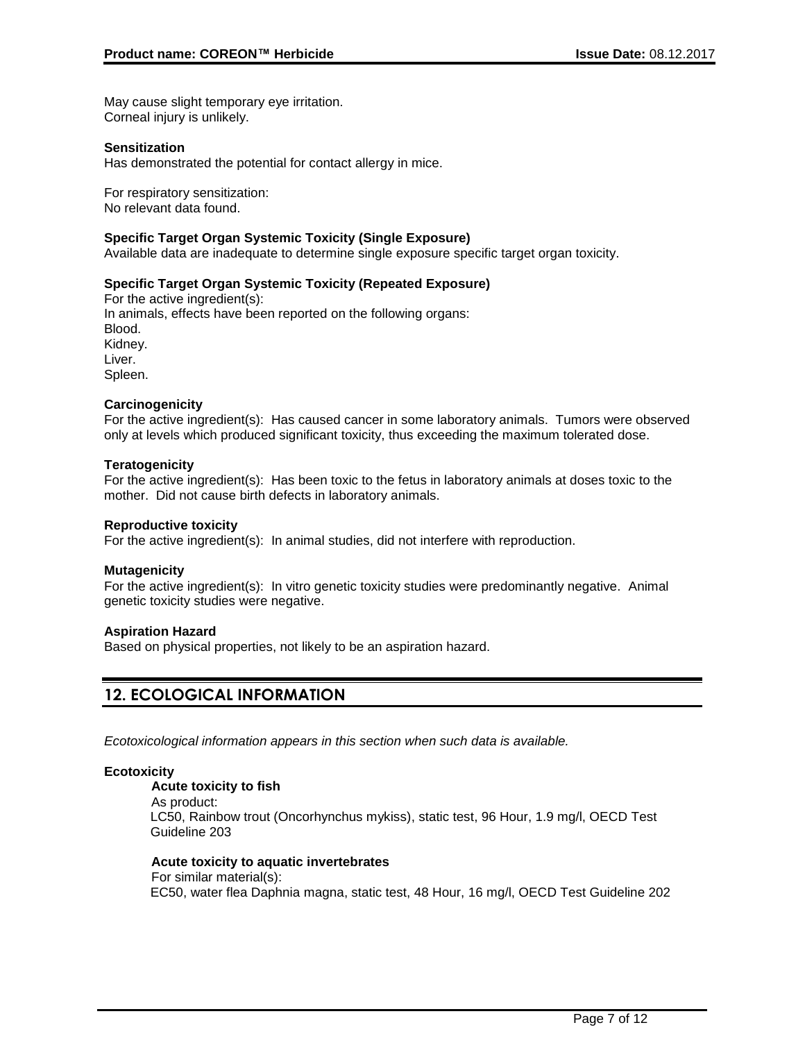May cause slight temporary eye irritation.
Corneal injury is unlikely.

**Sensitization**
Has demonstrated the potential for contact allergy in mice.

For respiratory sensitization:
No relevant data found.

**Specific Target Organ Systemic Toxicity (Single Exposure)**
Available data are inadequate to determine single exposure specific target organ toxicity.

**Specific Target Organ Systemic Toxicity (Repeated Exposure)**
For the active ingredient(s):
In animals, effects have been reported on the following organs:
Blood.
Kidney.
Liver.
Spleen.

**Carcinogenicity**
For the active ingredient(s): Has caused cancer in some laboratory animals. Tumors were observed only at levels which produced significant toxicity, thus exceeding the maximum tolerated dose.

**Teratogenicity**
For the active ingredient(s): Has been toxic to the fetus in laboratory animals at doses toxic to the mother. Did not cause birth defects in laboratory animals.

**Reproductive toxicity**
For the active ingredient(s): In animal studies, did not interfere with reproduction.

**Mutagenicity**
For the active ingredient(s): In vitro genetic toxicity studies were predominantly negative. Animal genetic toxicity studies were negative.

**Aspiration Hazard**
Based on physical properties, not likely to be an aspiration hazard.

## 12. ECOLOGICAL INFORMATION

*Ecotoxicological information appears in this section when such data is available.*

**Ecotoxicity**

**Acute toxicity to fish**
As product:
LC50, Rainbow trout (Oncorhynchus mykiss), static test, 96 Hour, 1.9 mg/l, OECD Test Guideline 203

**Acute toxicity to aquatic invertebrates**
For similar material(s):
EC50, water flea Daphnia magna, static test, 48 Hour, 16 mg/l, OECD Test Guideline 202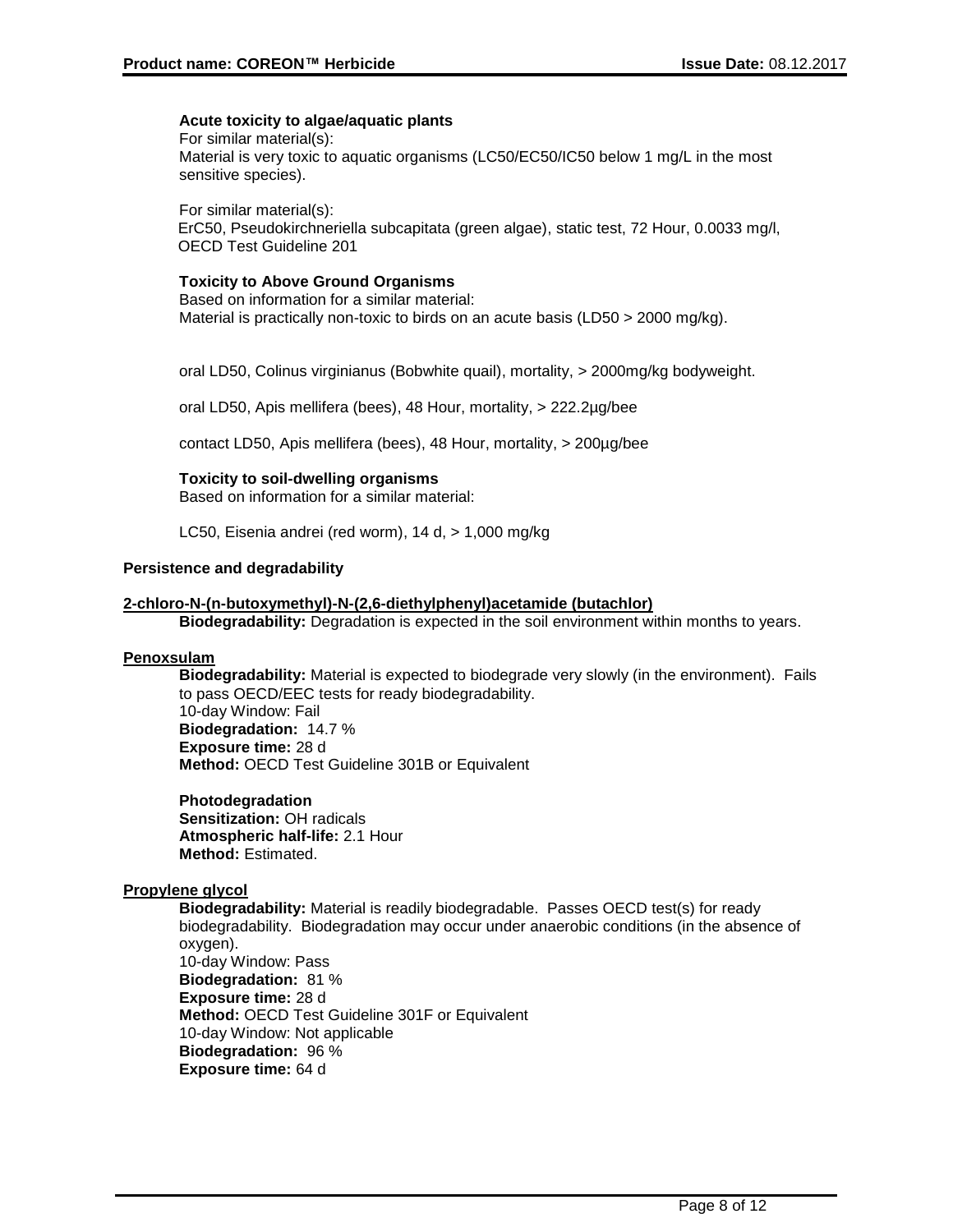**Acute toxicity to algae/aquatic plants**

For similar material(s):
Material is very toxic to aquatic organisms (LC50/EC50/IC50 below 1 mg/L in the most sensitive species).

For similar material(s):
ErC50, Pseudokirchneriella subcapitata (green algae), static test, 72 Hour, 0.0033 mg/l, OECD Test Guideline 201

**Toxicity to Above Ground Organisms**

Based on information for a similar material:
Material is practically non-toxic to birds on an acute basis (LD50 > 2000 mg/kg).

oral LD50, Colinus virginianus (Bobwhite quail), mortality, > 2000mg/kg bodyweight.

oral LD50, Apis mellifera (bees), 48 Hour, mortality, > 222.2µg/bee

contact LD50, Apis mellifera (bees), 48 Hour, mortality, > 200µg/bee

**Toxicity to soil-dwelling organisms**

Based on information for a similar material:

LC50, Eisenia andrei (red worm), 14 d, > 1,000 mg/kg

**Persistence and degradability**

**2-chloro-N-(n-butoxymethyl)-N-(2,6-diethylphenyl)acetamide (butachlor)**

**Biodegradability:** Degradation is expected in the soil environment within months to years.

**Penoxsulam**

**Biodegradability:** Material is expected to biodegrade very slowly (in the environment). Fails to pass OECD/EEC tests for ready biodegradability.
10-day Window: Fail
**Biodegradation:** 14.7 %
**Exposure time:** 28 d
**Method:** OECD Test Guideline 301B or Equivalent

**Photodegradation**
**Sensitization:** OH radicals
**Atmospheric half-life:** 2.1 Hour
**Method:** Estimated.

**Propylene glycol**

**Biodegradability:** Material is readily biodegradable. Passes OECD test(s) for ready biodegradability. Biodegradation may occur under anaerobic conditions (in the absence of oxygen).
10-day Window: Pass
**Biodegradation:** 81 %
**Exposure time:** 28 d
**Method:** OECD Test Guideline 301F or Equivalent
10-day Window: Not applicable
**Biodegradation:** 96 %
**Exposure time:** 64 d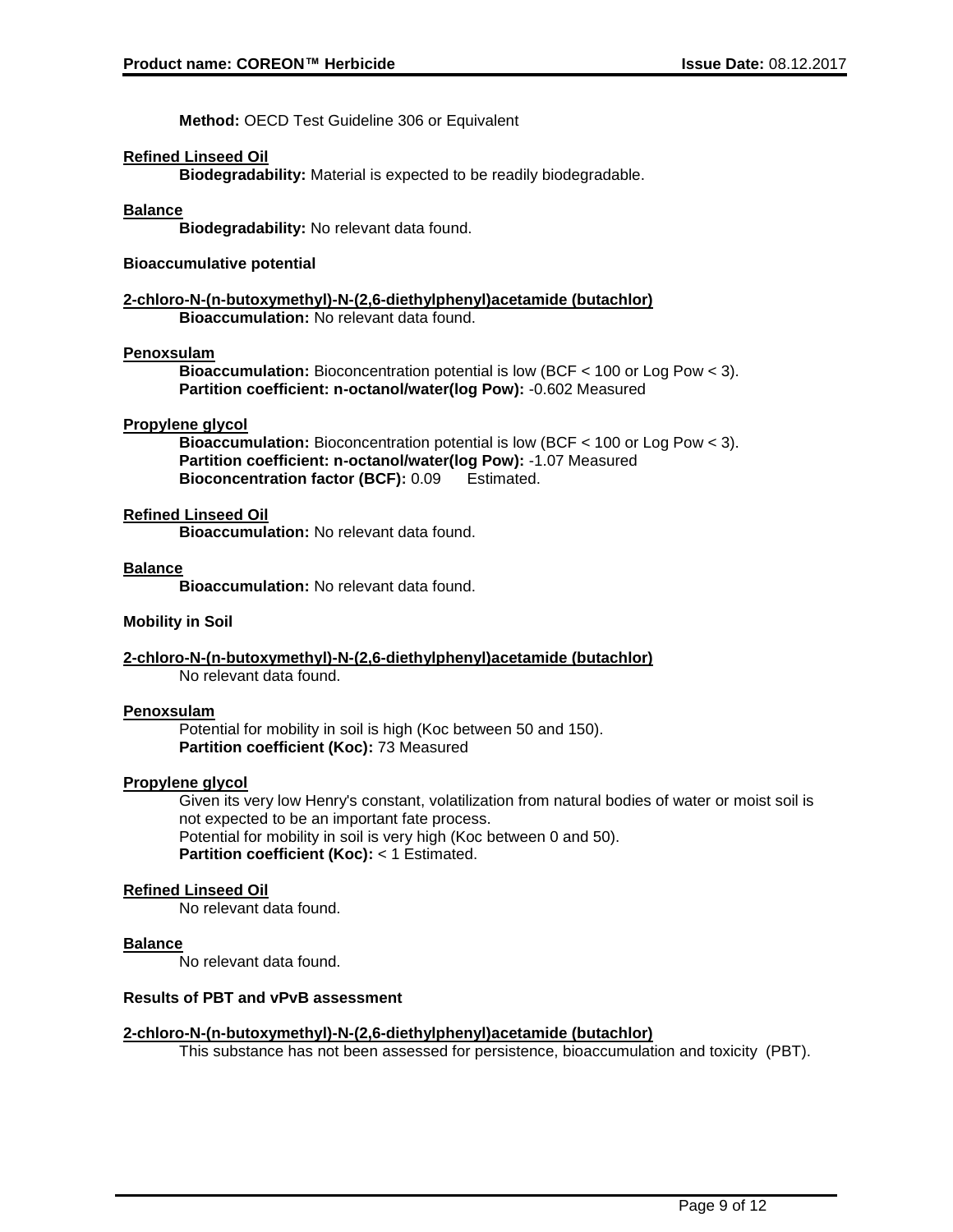**Method:** OECD Test Guideline 306 or Equivalent

**Refined Linseed Oil**

**Biodegradability:** Material is expected to be readily biodegradable.

**Balance**

**Biodegradability:** No relevant data found.

**Bioaccumulative potential**

**2-chloro-N-(n-butoxymethyl)-N-(2,6-diethylphenyl)acetamide (butachlor)**

**Bioaccumulation:** No relevant data found.

**Penoxsulam**

**Bioaccumulation:** Bioconcentration potential is low (BCF < 100 or Log Pow < 3).
**Partition coefficient: n-octanol/water(log Pow):** -0.602 Measured

**Propylene glycol**

**Bioaccumulation:** Bioconcentration potential is low (BCF < 100 or Log Pow < 3).
**Partition coefficient: n-octanol/water(log Pow):** -1.07 Measured
**Bioconcentration factor (BCF):** 0.09 Estimated.

**Refined Linseed Oil**

**Bioaccumulation:** No relevant data found.

**Balance**

**Bioaccumulation:** No relevant data found.

**Mobility in Soil**

**2-chloro-N-(n-butoxymethyl)-N-(2,6-diethylphenyl)acetamide (butachlor)**

No relevant data found.

**Penoxsulam**

Potential for mobility in soil is high (Koc between 50 and 150).
**Partition coefficient (Koc):** 73 Measured

**Propylene glycol**

Given its very low Henry's constant, volatilization from natural bodies of water or moist soil is not expected to be an important fate process.
Potential for mobility in soil is very high (Koc between 0 and 50).
**Partition coefficient (Koc):** < 1 Estimated.

**Refined Linseed Oil**

No relevant data found.

**Balance**

No relevant data found.

**Results of PBT and vPvB assessment**

**2-chloro-N-(n-butoxymethyl)-N-(2,6-diethylphenyl)acetamide (butachlor)**

This substance has not been assessed for persistence, bioaccumulation and toxicity (PBT).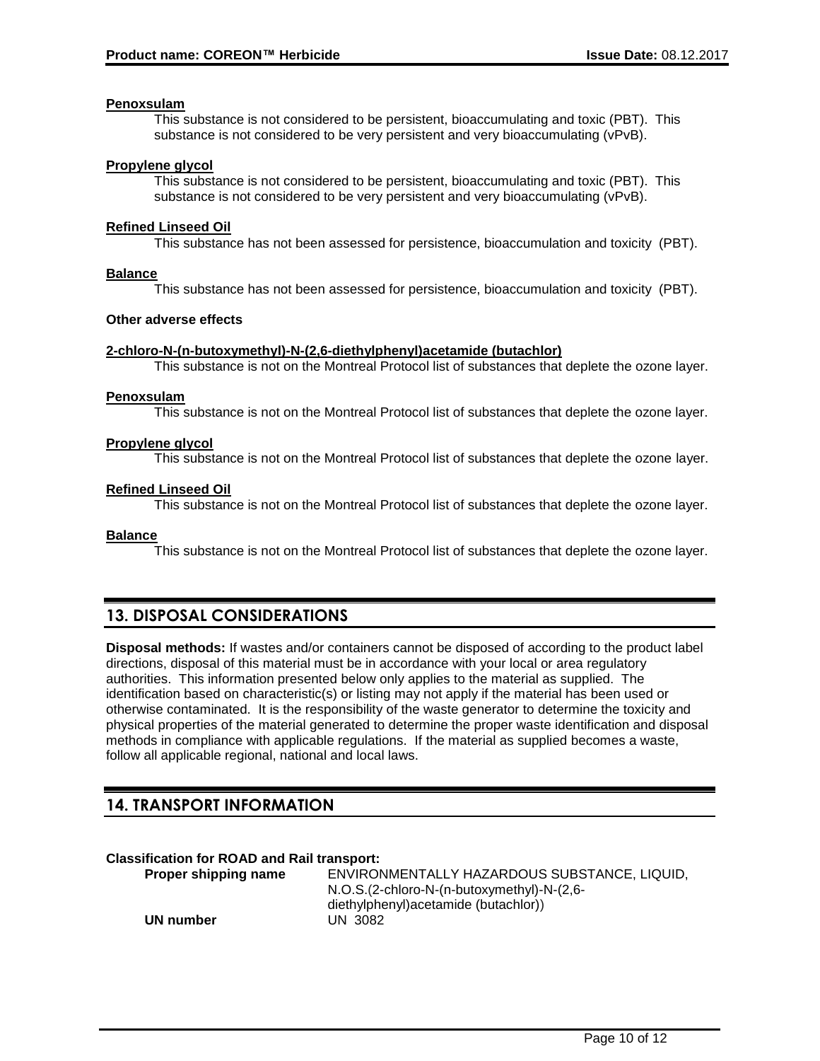**Penoxsulam**

This substance is not considered to be persistent, bioaccumulating and toxic (PBT). This substance is not considered to be very persistent and very bioaccumulating (vPvB).

**Propylene glycol**

This substance is not considered to be persistent, bioaccumulating and toxic (PBT). This substance is not considered to be very persistent and very bioaccumulating (vPvB).

**Refined Linseed Oil**

This substance has not been assessed for persistence, bioaccumulation and toxicity (PBT).

**Balance**

This substance has not been assessed for persistence, bioaccumulation and toxicity (PBT).

**Other adverse effects**

**2-chloro-N-(n-butoxymethyl)-N-(2,6-diethylphenyl)acetamide (butachlor)**

This substance is not on the Montreal Protocol list of substances that deplete the ozone layer.

**Penoxsulam**

This substance is not on the Montreal Protocol list of substances that deplete the ozone layer.

**Propylene glycol**

This substance is not on the Montreal Protocol list of substances that deplete the ozone layer.

**Refined Linseed Oil**

This substance is not on the Montreal Protocol list of substances that deplete the ozone layer.

**Balance**

This substance is not on the Montreal Protocol list of substances that deplete the ozone layer.

## 13. DISPOSAL CONSIDERATIONS

**Disposal methods:** If wastes and/or containers cannot be disposed of according to the product label directions, disposal of this material must be in accordance with your local or area regulatory authorities. This information presented below only applies to the material as supplied. The identification based on characteristic(s) or listing may not apply if the material has been used or otherwise contaminated. It is the responsibility of the waste generator to determine the toxicity and physical properties of the material generated to determine the proper waste identification and disposal methods in compliance with applicable regulations. If the material as supplied becomes a waste, follow all applicable regional, national and local laws.

## 14. TRANSPORT INFORMATION

**Classification for ROAD and Rail transport:**

**Proper shipping name** ENVIRONMENTALLY HAZARDOUS SUBSTANCE, LIQUID, N.O.S.(2-chloro-N-(n-butoxymethyl)-N-(2,6-diethylphenyl)acetamide (butachlor))

**UN number** UN 3082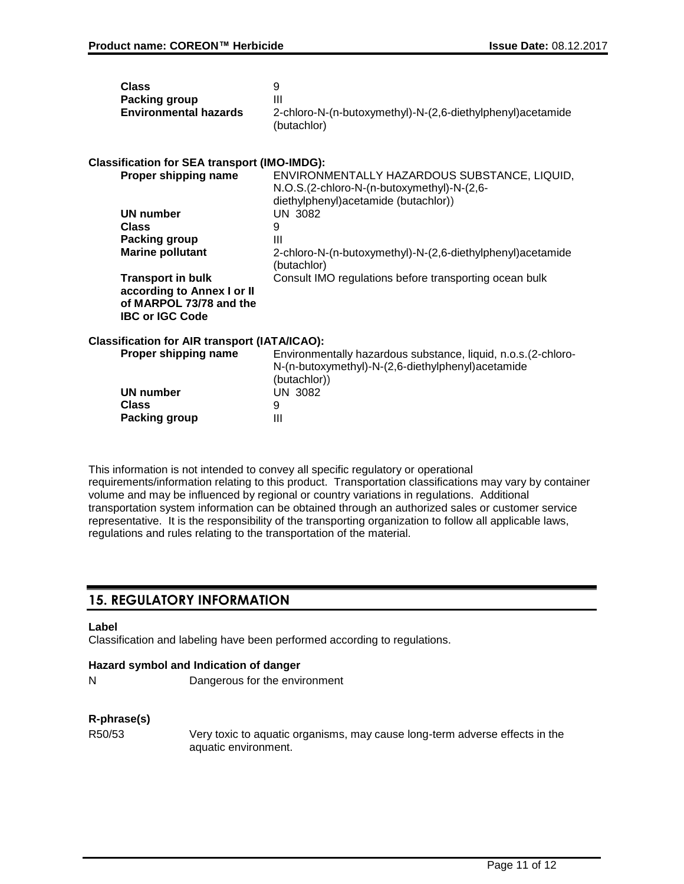| | |
|---|---|
| **Class** | 9 |
| **Packing group** | III |
| **Environmental hazards** | 2-chloro-N-(n-butoxymethyl)-N-(2,6-diethylphenyl)acetamide (butachlor) |

**Classification for SEA transport (IMO-IMDG):**

| | |
|---|---|
| **Proper shipping name** | ENVIRONMENTALLY HAZARDOUS SUBSTANCE, LIQUID, N.O.S.(2-chloro-N-(n-butoxymethyl)-N-(2,6-diethylphenyl)acetamide (butachlor)) |
| **UN number** | UN 3082 |
| **Class** | 9 |
| **Packing group** | III |
| **Marine pollutant** | 2-chloro-N-(n-butoxymethyl)-N-(2,6-diethylphenyl)acetamide (butachlor) |
| **Transport in bulk according to Annex I or II of MARPOL 73/78 and the IBC or IGC Code** | Consult IMO regulations before transporting ocean bulk |

**Classification for AIR transport (IATA/ICAO):**

| | |
|---|---|
| **Proper shipping name** | Environmentally hazardous substance, liquid, n.o.s.(2-chloro-N-(n-butoxymethyl)-N-(2,6-diethylphenyl)acetamide (butachlor)) |
| **UN number** | UN 3082 |
| **Class** | 9 |
| **Packing group** | III |

This information is not intended to convey all specific regulatory or operational requirements/information relating to this product. Transportation classifications may vary by container volume and may be influenced by regional or country variations in regulations. Additional transportation system information can be obtained through an authorized sales or customer service representative. It is the responsibility of the transporting organization to follow all applicable laws, regulations and rules relating to the transportation of the material.

## 15. REGULATORY INFORMATION

**Label**

Classification and labeling have been performed according to regulations.

**Hazard symbol and Indication of danger**

N Dangerous for the environment

**R-phrase(s)**

R50/53 Very toxic to aquatic organisms, may cause long-term adverse effects in the aquatic environment.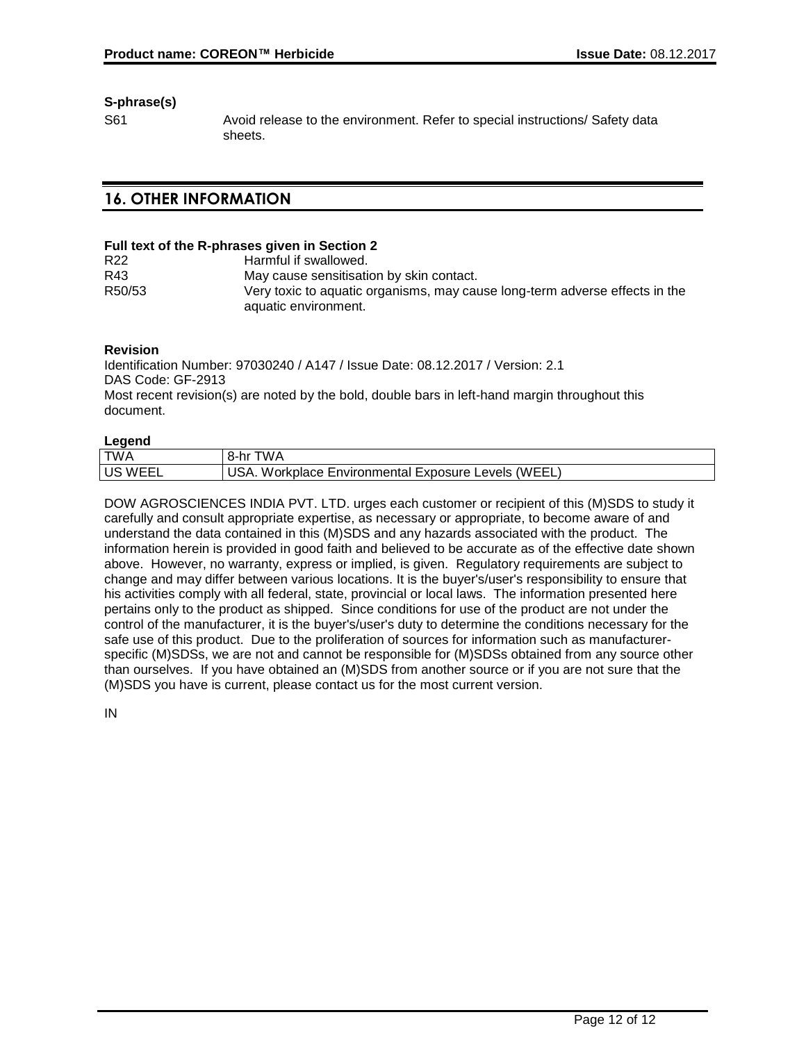**S-phrase(s)**

S61 Avoid release to the environment. Refer to special instructions/ Safety data sheets.

## 16. OTHER INFORMATION

**Full text of the R-phrases given in Section 2**

| | |
|---|---|
| R22 | Harmful if swallowed. |
| R43 | May cause sensitisation by skin contact. |
| R50/53 | Very toxic to aquatic organisms, may cause long-term adverse effects in the aquatic environment. |

**Revision**

Identification Number: 97030240 / A147 / Issue Date: 08.12.2017 / Version: 2.1
DAS Code: GF-2913
Most recent revision(s) are noted by the bold, double bars in left-hand margin throughout this document.

**Legend**

| | |
|---|---|
| TWA | 8-hr TWA |
| US WEEL | USA. Workplace Environmental Exposure Levels (WEEL) |

DOW AGROSCIENCES INDIA PVT. LTD. urges each customer or recipient of this (M)SDS to study it carefully and consult appropriate expertise, as necessary or appropriate, to become aware of and understand the data contained in this (M)SDS and any hazards associated with the product. The information herein is provided in good faith and believed to be accurate as of the effective date shown above. However, no warranty, express or implied, is given. Regulatory requirements are subject to change and may differ between various locations. It is the buyer's/user's responsibility to ensure that his activities comply with all federal, state, provincial or local laws. The information presented here pertains only to the product as shipped. Since conditions for use of the product are not under the control of the manufacturer, it is the buyer's/user's duty to determine the conditions necessary for the safe use of this product. Due to the proliferation of sources for information such as manufacturer-specific (M)SDSs, we are not and cannot be responsible for (M)SDSs obtained from any source other than ourselves. If you have obtained an (M)SDS from another source or if you are not sure that the (M)SDS you have is current, please contact us for the most current version.

IN